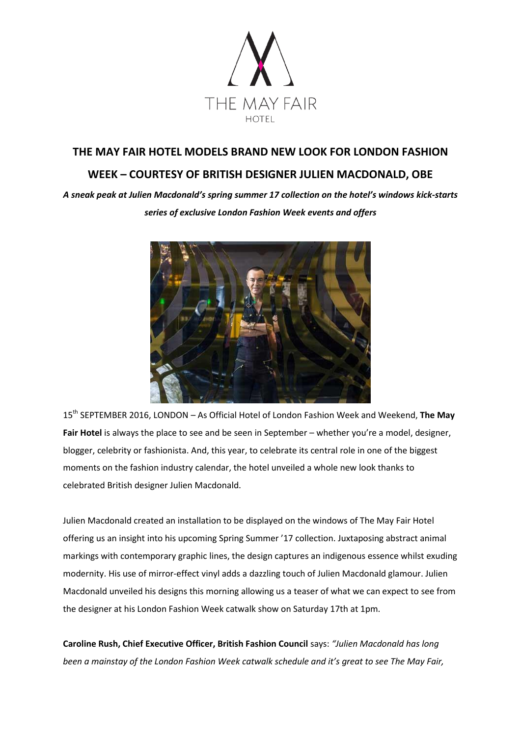THE MAY FAIR HOTEL

# THE MAY FAIR HOTEL MODELS BRAND NEW LOOK FOR LONDON FASHION WEEK – COURTESY OF BRITISH DESIGNER JULIEN MACDONALD, OBE

***A sneak peak at Julien Macdonald's spring summer 17 collection on the hotel's windows kick-starts series of exclusive London Fashion Week events and offers***

15th SEPTEMBER 2016, LONDON – As Official Hotel of London Fashion Week and Weekend, **The May Fair Hotel** is always the place to see and be seen in September – whether you're a model, designer, blogger, celebrity or fashionista. And, this year, to celebrate its central role in one of the biggest moments on the fashion industry calendar, the hotel unveiled a whole new look thanks to celebrated British designer Julien Macdonald.

Julien Macdonald created an installation to be displayed on the windows of The May Fair Hotel offering us an insight into his upcoming Spring Summer '17 collection. Juxtaposing abstract animal markings with contemporary graphic lines, the design captures an indigenous essence whilst exuding modernity. His use of mirror-effect vinyl adds a dazzling touch of Julien Macdonald glamour. Julien Macdonald unveiled his designs this morning allowing us a teaser of what we can expect to see from the designer at his London Fashion Week catwalk show on Saturday 17th at 1pm.

**Caroline Rush, Chief Executive Officer, British Fashion Council** says: *"Julien Macdonald has long been a mainstay of the London Fashion Week catwalk schedule and it's great to see The May Fair,*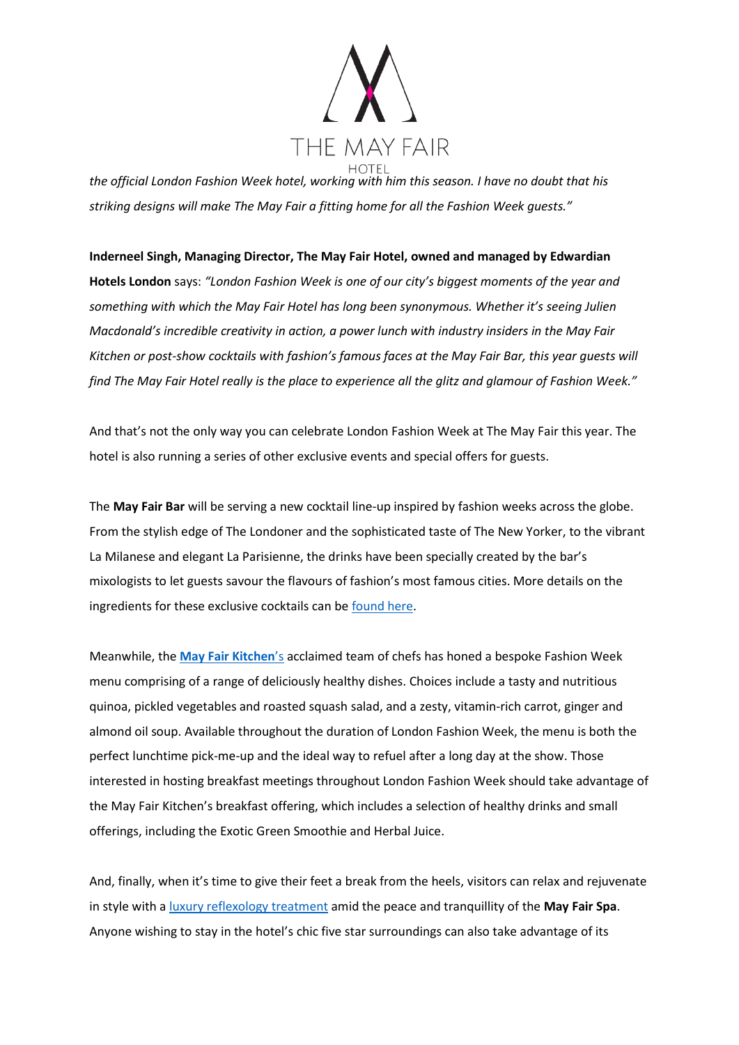*the official London Fashion Week hotel, working with him this season. I have no doubt that his striking designs will make The May Fair a fitting home for all the Fashion Week guests."*

**Inderneel Singh, Managing Director, The May Fair Hotel, owned and managed by Edwardian Hotels London** says: *"London Fashion Week is one of our city's biggest moments of the year and something with which the May Fair Hotel has long been synonymous. Whether it's seeing Julien Macdonald's incredible creativity in action, a power lunch with industry insiders in the May Fair Kitchen or post-show cocktails with fashion's famous faces at the May Fair Bar, this year guests will find The May Fair Hotel really is the place to experience all the glitz and glamour of Fashion Week."*

And that's not the only way you can celebrate London Fashion Week at The May Fair this year. The hotel is also running a series of other exclusive events and special offers for guests.

The **May Fair Bar** will be serving a new cocktail line-up inspired by fashion weeks across the globe. From the stylish edge of The Londoner and the sophisticated taste of The New Yorker, to the vibrant La Milanese and elegant La Parisienne, the drinks have been specially created by the bar's mixologists to let guests savour the flavours of fashion's most famous cities. More details on the ingredients for these exclusive cocktails can be found here.

Meanwhile, the **May Fair Kitchen**'s acclaimed team of chefs has honed a bespoke Fashion Week menu comprising of a range of deliciously healthy dishes. Choices include a tasty and nutritious quinoa, pickled vegetables and roasted squash salad, and a zesty, vitamin-rich carrot, ginger and almond oil soup. Available throughout the duration of London Fashion Week, the menu is both the perfect lunchtime pick-me-up and the ideal way to refuel after a long day at the show. Those interested in hosting breakfast meetings throughout London Fashion Week should take advantage of the May Fair Kitchen's breakfast offering, which includes a selection of healthy drinks and small offerings, including the Exotic Green Smoothie and Herbal Juice.

And, finally, when it's time to give their feet a break from the heels, visitors can relax and rejuvenate in style with a luxury reflexology treatment amid the peace and tranquillity of the **May Fair Spa**. Anyone wishing to stay in the hotel's chic five star surroundings can also take advantage of its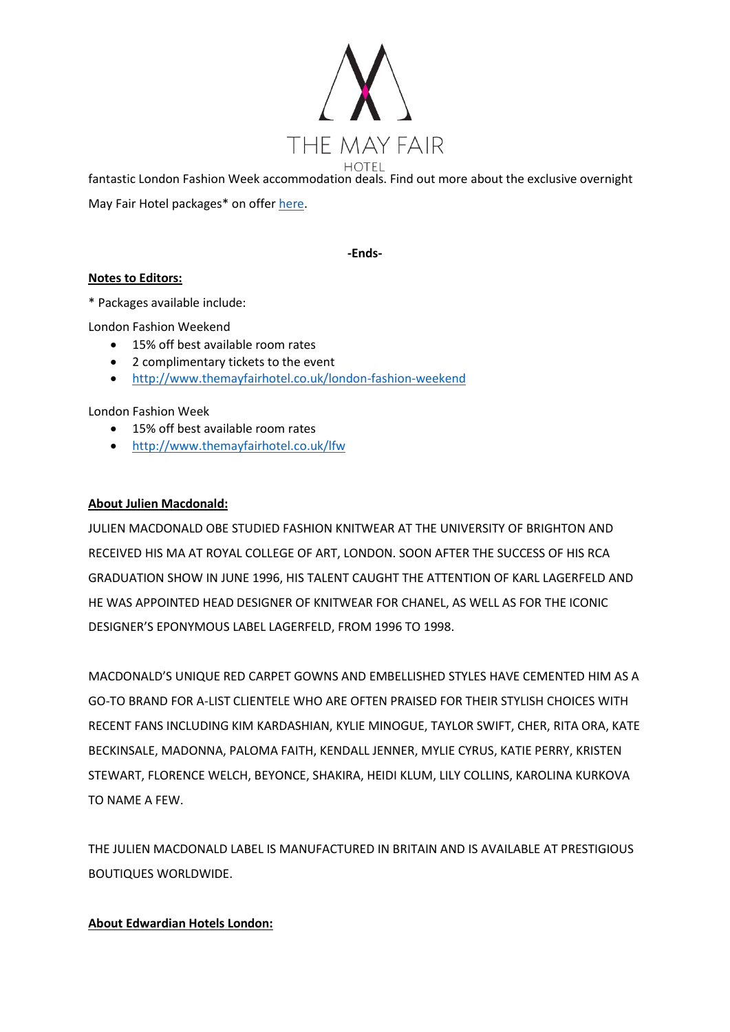fantastic London Fashion Week accommodation deals. Find out more about the exclusive overnight May Fair Hotel packages* on offer [here](http://www.themayfairhotel.co.uk/lfw).

**-Ends-**

**Notes to Editors:**

* Packages available include:

London Fashion Weekend

- 15% off best available room rates
- 2 complimentary tickets to the event
- http://www.themayfairhotel.co.uk/london-fashion-weekend

London Fashion Week

- 15% off best available room rates
- http://www.themayfairhotel.co.uk/lfw

**About Julien Macdonald:**

JULIEN MACDONALD OBE STUDIED FASHION KNITWEAR AT THE UNIVERSITY OF BRIGHTON AND RECEIVED HIS MA AT ROYAL COLLEGE OF ART, LONDON. SOON AFTER THE SUCCESS OF HIS RCA GRADUATION SHOW IN JUNE 1996, HIS TALENT CAUGHT THE ATTENTION OF KARL LAGERFELD AND HE WAS APPOINTED HEAD DESIGNER OF KNITWEAR FOR CHANEL, AS WELL AS FOR THE ICONIC DESIGNER'S EPONYMOUS LABEL LAGERFELD, FROM 1996 TO 1998.

MACDONALD'S UNIQUE RED CARPET GOWNS AND EMBELLISHED STYLES HAVE CEMENTED HIM AS A GO-TO BRAND FOR A-LIST CLIENTELE WHO ARE OFTEN PRAISED FOR THEIR STYLISH CHOICES WITH RECENT FANS INCLUDING KIM KARDASHIAN, KYLIE MINOGUE, TAYLOR SWIFT, CHER, RITA ORA, KATE BECKINSALE, MADONNA, PALOMA FAITH, KENDALL JENNER, MYLIE CYRUS, KATIE PERRY, KRISTEN STEWART, FLORENCE WELCH, BEYONCE, SHAKIRA, HEIDI KLUM, LILY COLLINS, KAROLINA KURKOVA TO NAME A FEW.

THE JULIEN MACDONALD LABEL IS MANUFACTURED IN BRITAIN AND IS AVAILABLE AT PRESTIGIOUS BOUTIQUES WORLDWIDE.

**About Edwardian Hotels London:**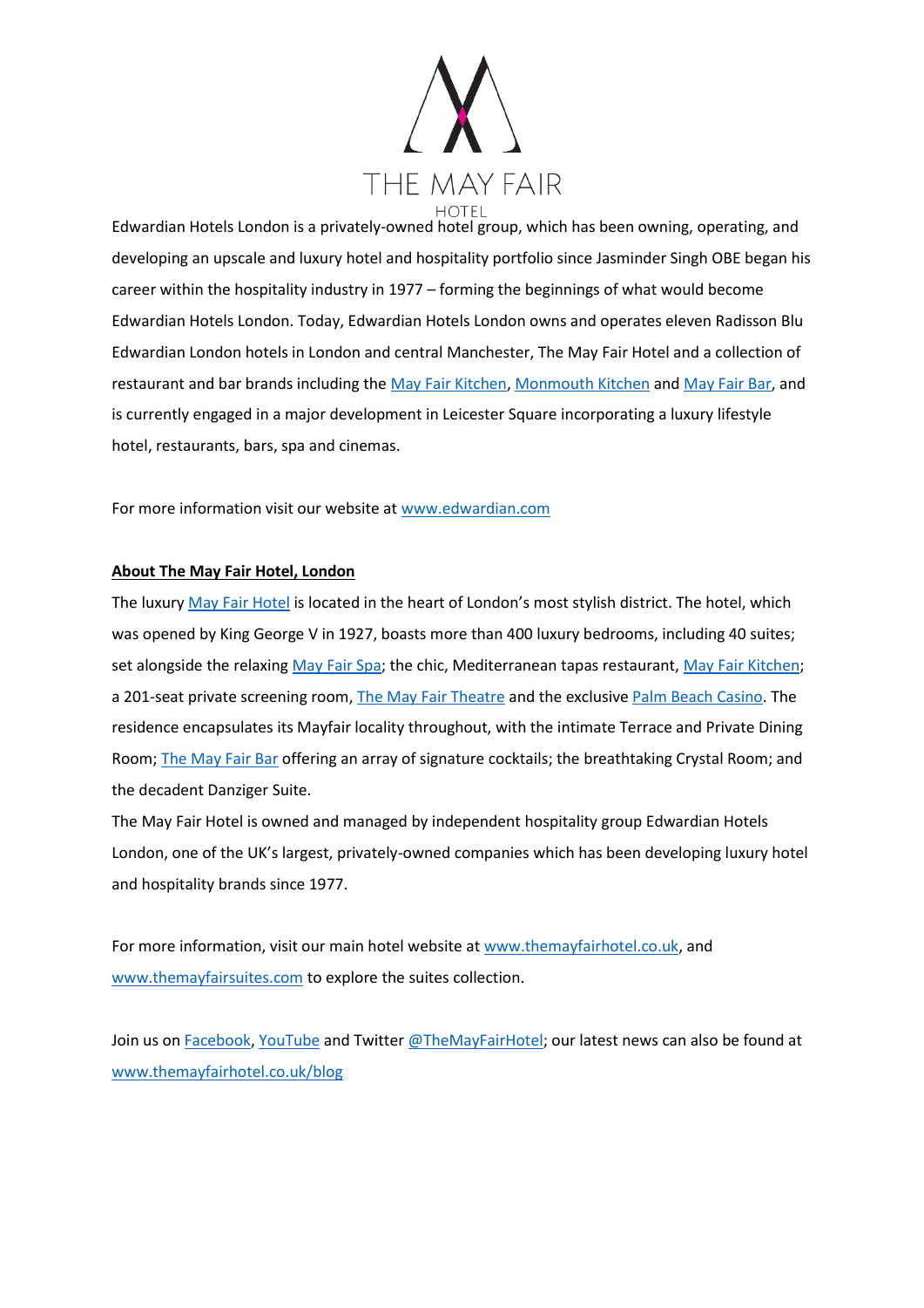THE MAY FAIR

HOTEL

Edwardian Hotels London is a privately-owned hotel group, which has been owning, operating, and developing an upscale and luxury hotel and hospitality portfolio since Jasminder Singh OBE began his career within the hospitality industry in 1977 – forming the beginnings of what would become Edwardian Hotels London. Today, Edwardian Hotels London owns and operates eleven Radisson Blu Edwardian London hotels in London and central Manchester, The May Fair Hotel and a collection of restaurant and bar brands including the May Fair Kitchen, Monmouth Kitchen and May Fair Bar, and is currently engaged in a major development in Leicester Square incorporating a luxury lifestyle hotel, restaurants, bars, spa and cinemas.

For more information visit our website at www.edwardian.com

**About The May Fair Hotel, London**

The luxury May Fair Hotel is located in the heart of London's most stylish district. The hotel, which was opened by King George V in 1927, boasts more than 400 luxury bedrooms, including 40 suites; set alongside the relaxing May Fair Spa; the chic, Mediterranean tapas restaurant, May Fair Kitchen; a 201-seat private screening room, The May Fair Theatre and the exclusive Palm Beach Casino. The residence encapsulates its Mayfair locality throughout, with the intimate Terrace and Private Dining Room; The May Fair Bar offering an array of signature cocktails; the breathtaking Crystal Room; and the decadent Danziger Suite.

The May Fair Hotel is owned and managed by independent hospitality group Edwardian Hotels London, one of the UK's largest, privately-owned companies which has been developing luxury hotel and hospitality brands since 1977.

For more information, visit our main hotel website at www.themayfairhotel.co.uk, and www.themayfairsuites.com to explore the suites collection.

Join us on Facebook, YouTube and Twitter @TheMayFairHotel; our latest news can also be found at www.themayfairhotel.co.uk/blog